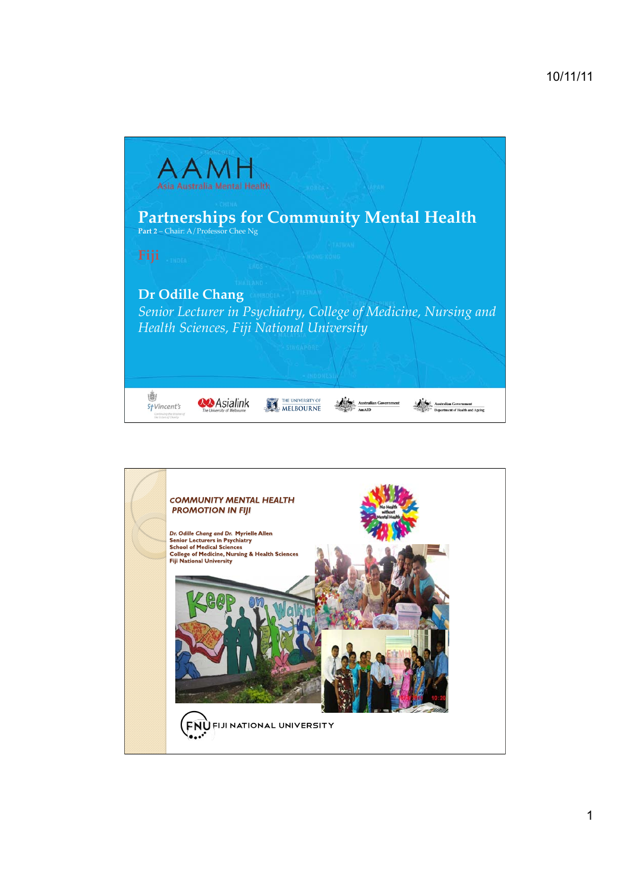# AAMH

Asia Australia Mental Health

## Partnerships for Community Mental Health

**Part 2** – Chair: A/Professor Chee Ng

Fiji

**Dr Odille Chang**

*Senior Lecturer in Psychiatry, College of Medicine, Nursing and Health Sciences, Fiji National University*

St Vincent's | Asialink The University of Melbourne | The University of Melbourne | Australian Government AusAID | Australian Government Department of Health and Ageing

---

## COMMUNITY MENTAL HEALTH PROMOTION IN FIJI

*Dr. Odille Chang and Dr.* Myrielle Allen
Senior Lecturers in Psychiatry
School of Medical Sciences
College of Medicine, Nursing & Health Sciences
Fiji National University

No Health without Mental Health

Keep on Walking

FNU FIJI NATIONAL UNIVERSITY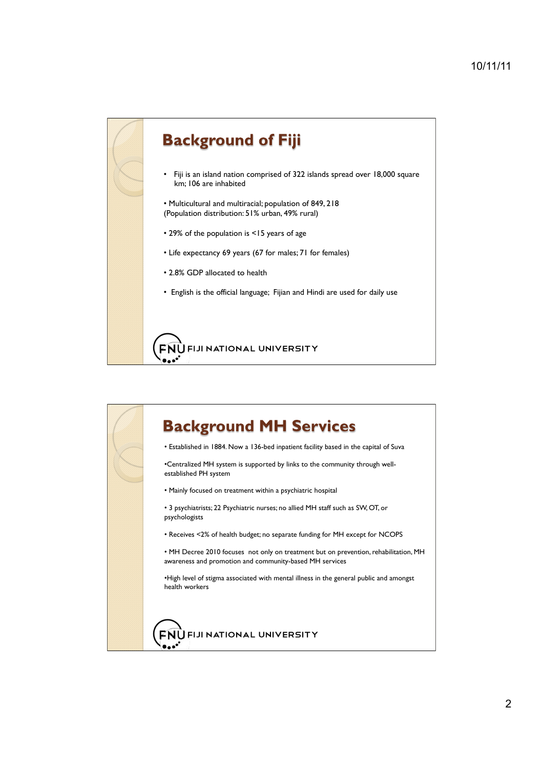## Background of Fiji

- Fiji is an island nation comprised of 322 islands spread over 18,000 square km; 106 are inhabited
- Multicultural and multiracial; population of 849, 218 (Population distribution: 51% urban, 49% rural)
- 29% of the population is <15 years of age
- Life expectancy 69 years (67 for males; 71 for females)
- 2.8% GDP allocated to health
- English is the official language; Fijian and Hindi are used for daily use

FIJI NATIONAL UNIVERSITY

## Background MH Services

- Established in 1884. Now a 136-bed inpatient facility based in the capital of Suva
- Centralized MH system is supported by links to the community through well-established PH system
- Mainly focused on treatment within a psychiatric hospital
- 3 psychiatrists; 22 Psychiatric nurses; no allied MH staff such as SW, OT, or psychologists
- Receives <2% of health budget; no separate funding for MH except for NCOPS
- MH Decree 2010 focuses not only on treatment but on prevention, rehabilitation, MH awareness and promotion and community-based MH services
- High level of stigma associated with mental illness in the general public and amongst health workers

FIJI NATIONAL UNIVERSITY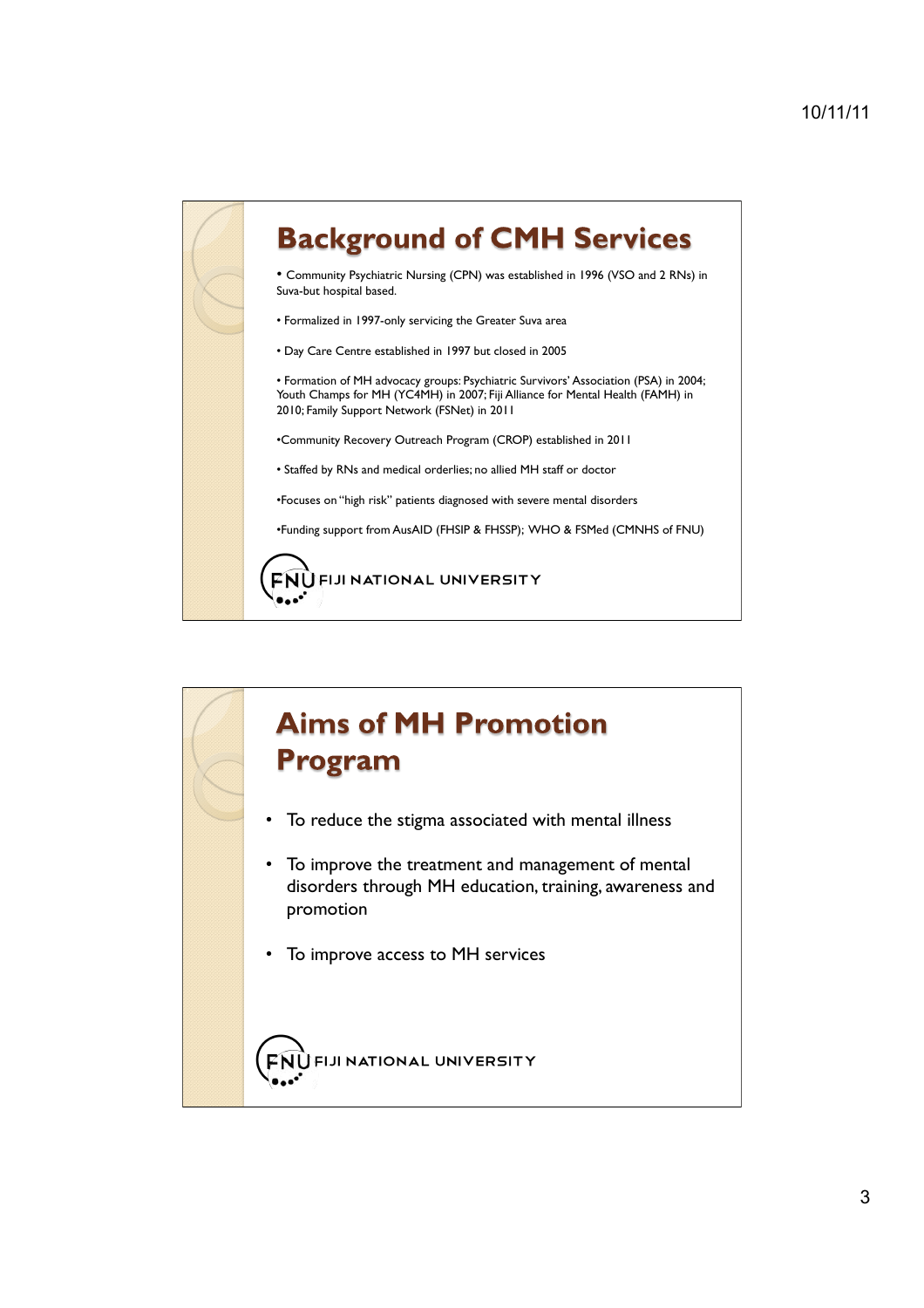## Background of CMH Services

- Community Psychiatric Nursing (CPN) was established in 1996 (VSO and 2 RNs) in Suva-but hospital based.
- Formalized in 1997-only servicing the Greater Suva area
- Day Care Centre established in 1997 but closed in 2005
- Formation of MH advocacy groups: Psychiatric Survivors' Association (PSA) in 2004; Youth Champs for MH (YC4MH) in 2007; Fiji Alliance for Mental Health (FAMH) in 2010; Family Support Network (FSNet) in 2011
- Community Recovery Outreach Program (CROP) established in 2011
- Staffed by RNs and medical orderlies; no allied MH staff or doctor
- Focuses on "high risk" patients diagnosed with severe mental disorders
- Funding support from AusAID (FHSIP & FHSSP); WHO & FSMed (CMNHS of FNU)

FNU FIJI NATIONAL UNIVERSITY

## Aims of MH Promotion Program

- To reduce the stigma associated with mental illness
- To improve the treatment and management of mental disorders through MH education, training, awareness and promotion
- To improve access to MH services

FNU FIJI NATIONAL UNIVERSITY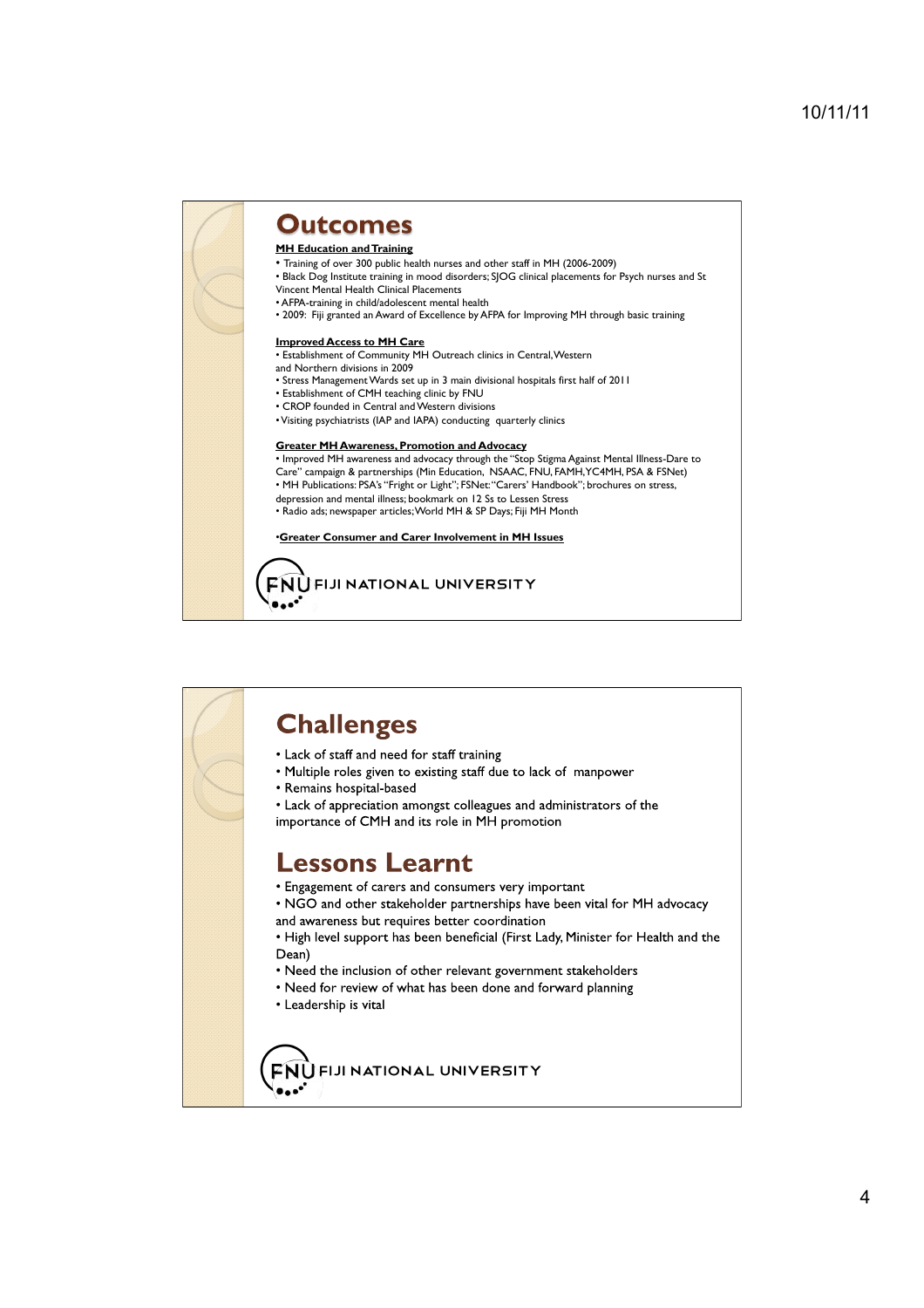# Outcomes

**MH Education and Training**

- Training of over 300 public health nurses and other staff in MH (2006-2009)
- Black Dog Institute training in mood disorders; SJOG clinical placements for Psych nurses and St Vincent Mental Health Clinical Placements
- AFPA-training in child/adolescent mental health
- 2009: Fiji granted an Award of Excellence by AFPA for Improving MH through basic training

**Improved Access to MH Care**

- Establishment of Community MH Outreach clinics in Central, Western and Northern divisions in 2009
- Stress Management Wards set up in 3 main divisional hospitals first half of 2011
- Establishment of CMH teaching clinic by FNU
- CROP founded in Central and Western divisions
- Visiting psychiatrists (IAP and IAPA) conducting quarterly clinics

**Greater MH Awareness, Promotion and Advocacy**

- Improved MH awareness and advocacy through the "Stop Stigma Against Mental Illness-Dare to Care" campaign & partnerships (Min Education, NSAAC, FNU, FAMH, YC4MH, PSA & FSNet)
- MH Publications: PSA's "Fright or Light"; FSNet: "Carers' Handbook"; brochures on stress, depression and mental illness; bookmark on 12 Ss to Lessen Stress
- Radio ads; newspaper articles; World MH & SP Days; Fiji MH Month

- **Greater Consumer and Carer Involvement in MH Issues**

FNU FIJI NATIONAL UNIVERSITY

# Challenges

- Lack of staff and need for staff training
- Multiple roles given to existing staff due to lack of manpower
- Remains hospital-based
- Lack of appreciation amongst colleagues and administrators of the importance of CMH and its role in MH promotion

# Lessons Learnt

- Engagement of carers and consumers very important
- NGO and other stakeholder partnerships have been vital for MH advocacy and awareness but requires better coordination
- High level support has been beneficial (First Lady, Minister for Health and the Dean)
- Need the inclusion of other relevant government stakeholders
- Need for review of what has been done and forward planning
- Leadership is vital

FNU FIJI NATIONAL UNIVERSITY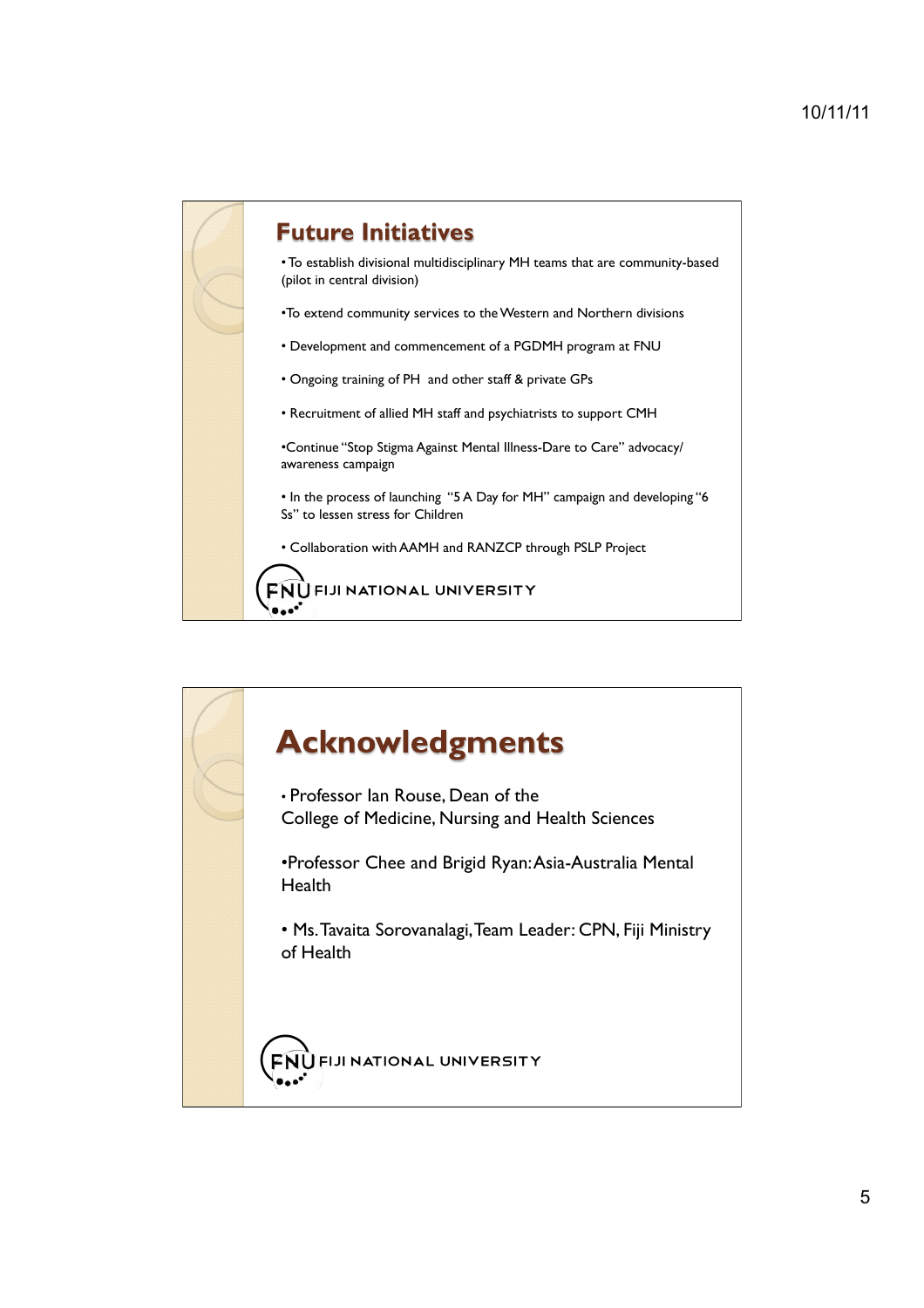## Future Initiatives

- To establish divisional multidisciplinary MH teams that are community-based (pilot in central division)
- To extend community services to the Western and Northern divisions
- Development and commencement of a PGDMH program at FNU
- Ongoing training of PH and other staff & private GPs
- Recruitment of allied MH staff and psychiatrists to support CMH
- Continue "Stop Stigma Against Mental Illness-Dare to Care" advocacy/ awareness campaign
- In the process of launching "5 A Day for MH" campaign and developing "6 Ss" to lessen stress for Children
- Collaboration with AAMH and RANZCP through PSLP Project

FNU FIJI NATIONAL UNIVERSITY

## Acknowledgments

- Professor Ian Rouse, Dean of the College of Medicine, Nursing and Health Sciences
- Professor Chee and Brigid Ryan: Asia-Australia Mental Health
- Ms. Tavaita Sorovanalagi, Team Leader: CPN, Fiji Ministry of Health

FNU FIJI NATIONAL UNIVERSITY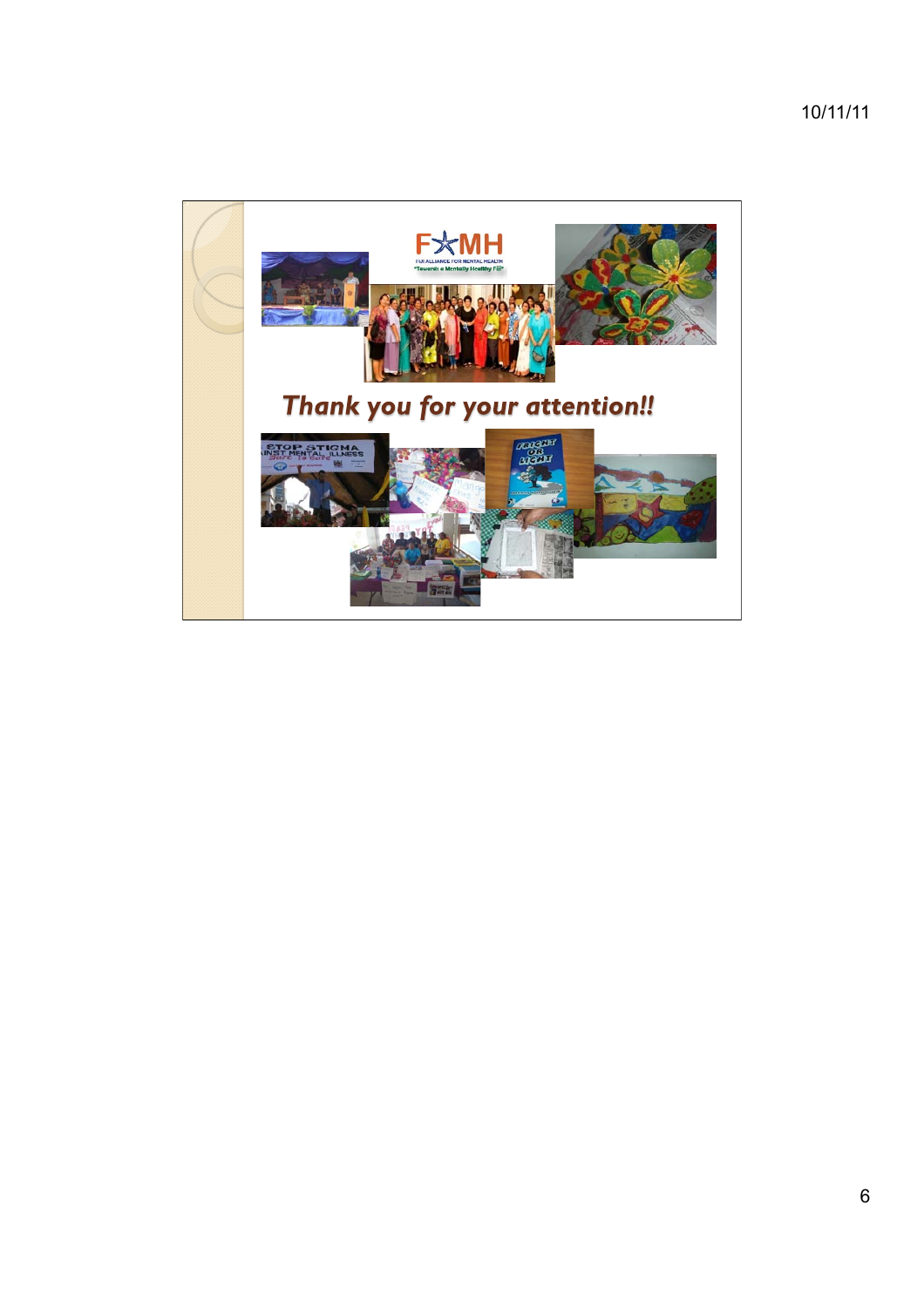# Thank you for your attention!!